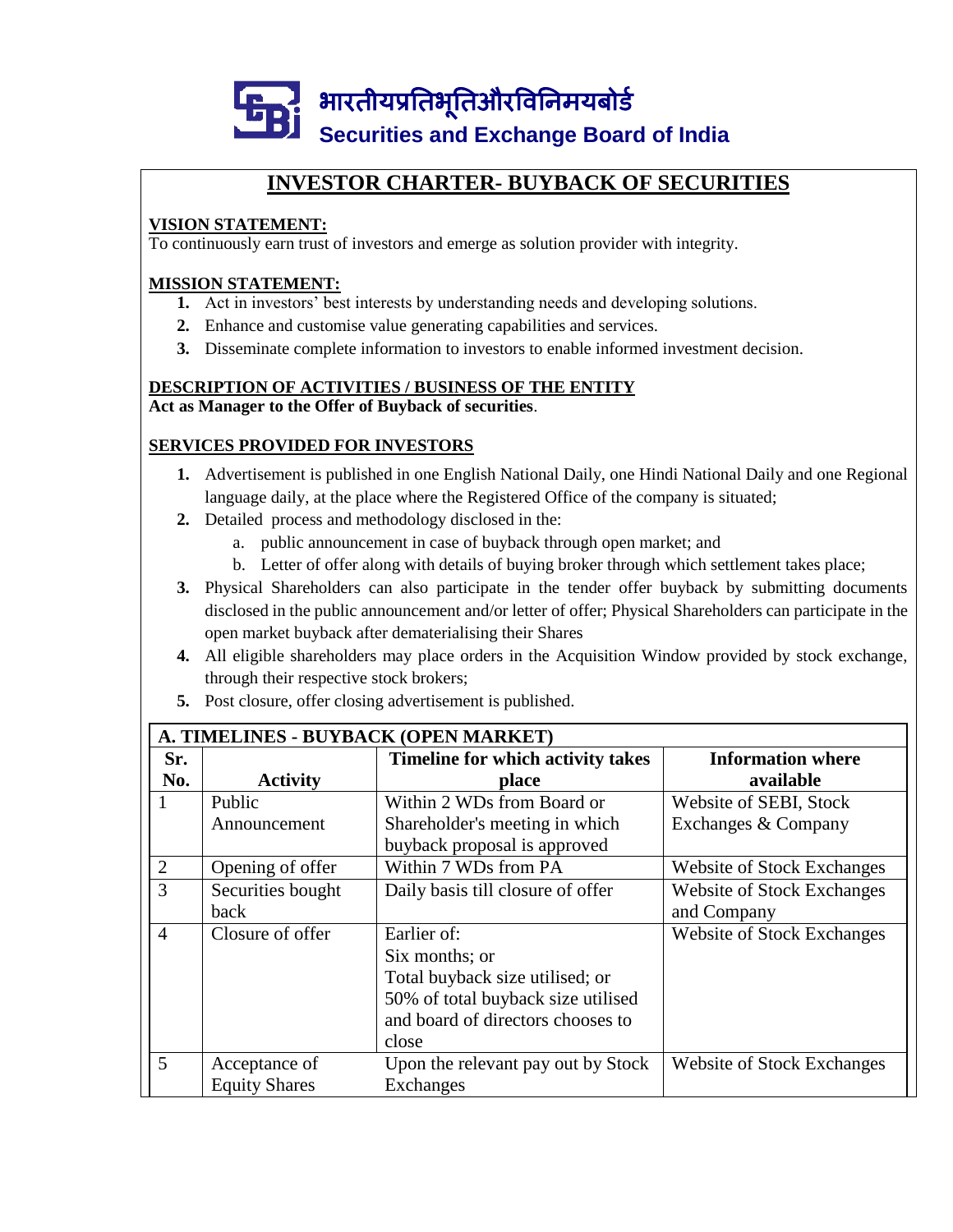# भारतीयप्रतिभूतिऔरविनिमयबोर्ड

# Securities and Exchange Board of India

## INVESTOR CHARTER- BUYBACK OF SECURITIES

**VISION STATEMENT:**

To continuously earn trust of investors and emerge as solution provider with integrity.

**MISSION STATEMENT:**

1. Act in investors' best interests by understanding needs and developing solutions.
2. Enhance and customise value generating capabilities and services.
3. Disseminate complete information to investors to enable informed investment decision.

**DESCRIPTION OF ACTIVITIES / BUSINESS OF THE ENTITY**

**Act as Manager to the Offer of Buyback of securities**.

**SERVICES PROVIDED FOR INVESTORS**

1. Advertisement is published in one English National Daily, one Hindi National Daily and one Regional language daily, at the place where the Registered Office of the company is situated;
2. Detailed process and methodology disclosed in the:
   a. public announcement in case of buyback through open market; and
   b. Letter of offer along with details of buying broker through which settlement takes place;
3. Physical Shareholders can also participate in the tender offer buyback by submitting documents disclosed in the public announcement and/or letter of offer; Physical Shareholders can participate in the open market buyback after dematerialising their Shares
4. All eligible shareholders may place orders in the Acquisition Window provided by stock exchange, through their respective stock brokers;
5. Post closure, offer closing advertisement is published.

**A. TIMELINES - BUYBACK (OPEN MARKET)**

| Sr. No. | Activity | Timeline for which activity takes place | Information where available |
|---|---|---|---|
| 1 | Public Announcement | Within 2 WDs from Board or Shareholder's meeting in which buyback proposal is approved | Website of SEBI, Stock Exchanges & Company |
| 2 | Opening of offer | Within 7 WDs from PA | Website of Stock Exchanges |
| 3 | Securities bought back | Daily basis till closure of offer | Website of Stock Exchanges and Company |
| 4 | Closure of offer | Earlier of:<br>Six months; or<br>Total buyback size utilised; or<br>50% of total buyback size utilised and board of directors chooses to close | Website of Stock Exchanges |
| 5 | Acceptance of Equity Shares | Upon the relevant pay out by Stock Exchanges | Website of Stock Exchanges |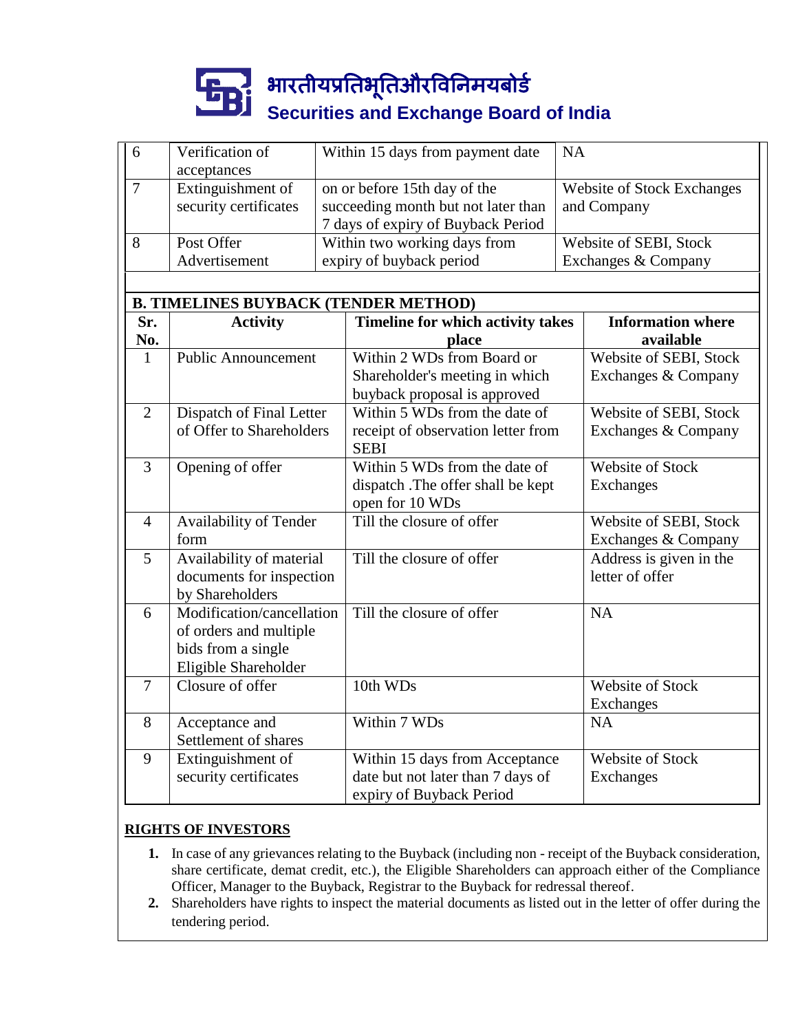| 6 | Verification of acceptances | Within 15 days from payment date | NA |
|---|---|---|---|
| 7 | Extinguishment of security certificates | on or before 15th day of the succeeding month but not later than 7 days of expiry of Buyback Period | Website of Stock Exchanges and Company |
| 8 | Post Offer Advertisement | Within two working days from expiry of buyback period | Website of SEBI, Stock Exchanges & Company |

**B. TIMELINES BUYBACK (TENDER METHOD)**

| Sr. No. | Activity | Timeline for which activity takes place | Information where available |
|---|---|---|---|
| 1 | Public Announcement | Within 2 WDs from Board or Shareholder's meeting in which buyback proposal is approved | Website of SEBI, Stock Exchanges & Company |
| 2 | Dispatch of Final Letter of Offer to Shareholders | Within 5 WDs from the date of receipt of observation letter from SEBI | Website of SEBI, Stock Exchanges & Company |
| 3 | Opening of offer | Within 5 WDs from the date of dispatch .The offer shall be kept open for 10 WDs | Website of Stock Exchanges |
| 4 | Availability of Tender form | Till the closure of offer | Website of SEBI, Stock Exchanges & Company |
| 5 | Availability of material documents for inspection by Shareholders | Till the closure of offer | Address is given in the letter of offer |
| 6 | Modification/cancellation of orders and multiple bids from a single Eligible Shareholder | Till the closure of offer | NA |
| 7 | Closure of offer | 10th WDs | Website of Stock Exchanges |
| 8 | Acceptance and Settlement of shares | Within 7 WDs | NA |
| 9 | Extinguishment of security certificates | Within 15 days from Acceptance date but not later than 7 days of expiry of Buyback Period | Website of Stock Exchanges |

**RIGHTS OF INVESTORS**

1. In case of any grievances relating to the Buyback (including non - receipt of the Buyback consideration, share certificate, demat credit, etc.), the Eligible Shareholders can approach either of the Compliance Officer, Manager to the Buyback, Registrar to the Buyback for redressal thereof.
2. Shareholders have rights to inspect the material documents as listed out in the letter of offer during the tendering period.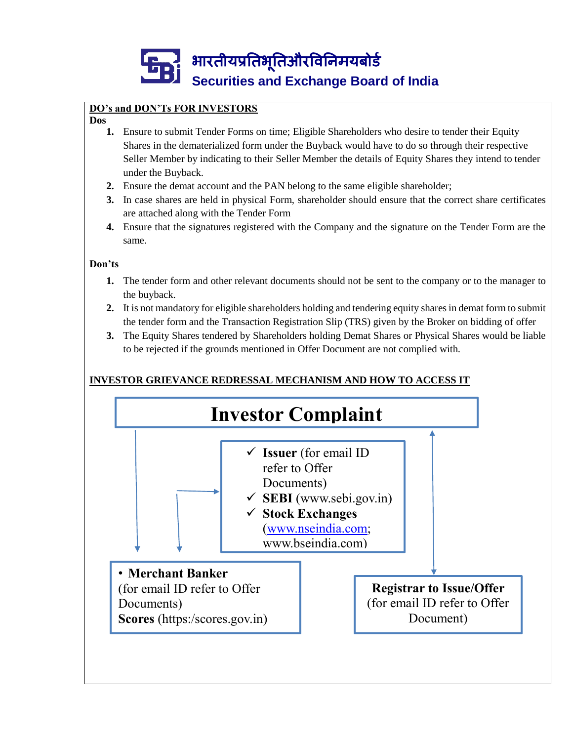# भारतीयप्रतिभूतिऔरविनिमयबोर्ड
## Securities and Exchange Board of India

**DO's and DON'Ts FOR INVESTORS**

**Dos**

1. Ensure to submit Tender Forms on time; Eligible Shareholders who desire to tender their Equity Shares in the dematerialized form under the Buyback would have to do so through their respective Seller Member by indicating to their Seller Member the details of Equity Shares they intend to tender under the Buyback.
2. Ensure the demat account and the PAN belong to the same eligible shareholder;
3. In case shares are held in physical Form, shareholder should ensure that the correct share certificates are attached along with the Tender Form
4. Ensure that the signatures registered with the Company and the signature on the Tender Form are the same.

**Don'ts**

1. The tender form and other relevant documents should not be sent to the company or to the manager to the buyback.
2. It is not mandatory for eligible shareholders holding and tendering equity shares in demat form to submit the tender form and the Transaction Registration Slip (TRS) given by the Broker on bidding of offer
3. The Equity Shares tendered by Shareholders holding Demat Shares or Physical Shares would be liable to be rejected if the grounds mentioned in Offer Document are not complied with.

**INVESTOR GRIEVANCE REDRESSAL MECHANISM AND HOW TO ACCESS IT**

**Investor Complaint**

- ✓ **Issuer** (for email ID refer to Offer Documents)
- ✓ **SEBI** (www.sebi.gov.in)
- ✓ **Stock Exchanges** (www.nseindia.com; www.bseindia.com)

- **Merchant Banker** (for email ID refer to Offer Documents)
  **Scores** (https:/scores.gov.in)

**Registrar to Issue/Offer** (for email ID refer to Offer Document)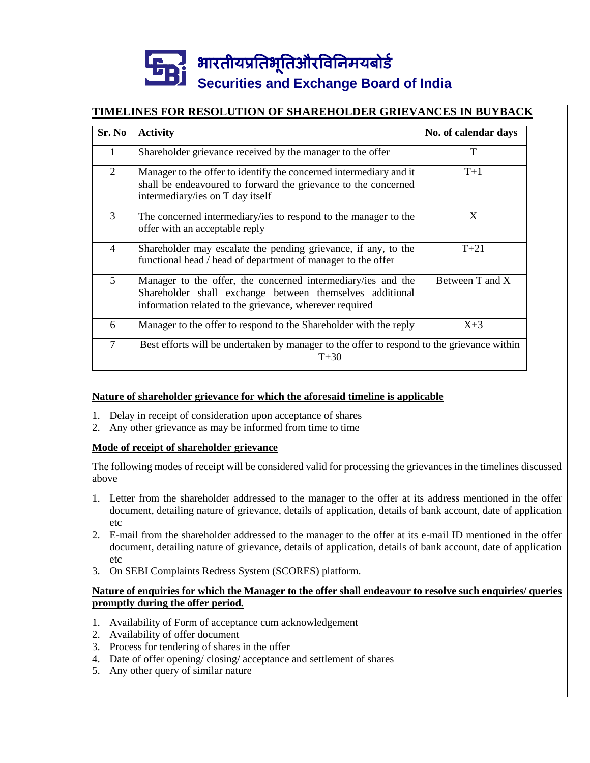भारतीयप्रतिभूतिऔरविनिमयबोर्ड

**Securities and Exchange Board of India**

## TIMELINES FOR RESOLUTION OF SHAREHOLDER GRIEVANCES IN BUYBACK

| Sr. No | Activity | No. of calendar days |
|---|---|---|
| 1 | Shareholder grievance received by the manager to the offer | T |
| 2 | Manager to the offer to identify the concerned intermediary and it shall be endeavoured to forward the grievance to the concerned intermediary/ies on T day itself | T+1 |
| 3 | The concerned intermediary/ies to respond to the manager to the offer with an acceptable reply | X |
| 4 | Shareholder may escalate the pending grievance, if any, to the functional head / head of department of manager to the offer | T+21 |
| 5 | Manager to the offer, the concerned intermediary/ies and the Shareholder shall exchange between themselves additional information related to the grievance, wherever required | Between T and X |
| 6 | Manager to the offer to respond to the Shareholder with the reply | X+3 |
| 7 | Best efforts will be undertaken by manager to the offer to respond to the grievance within T+30 | |

### Nature of shareholder grievance for which the aforesaid timeline is applicable

1. Delay in receipt of consideration upon acceptance of shares
2. Any other grievance as may be informed from time to time

### Mode of receipt of shareholder grievance

The following modes of receipt will be considered valid for processing the grievances in the timelines discussed above

1. Letter from the shareholder addressed to the manager to the offer at its address mentioned in the offer document, detailing nature of grievance, details of application, details of bank account, date of application etc
2. E-mail from the shareholder addressed to the manager to the offer at its e-mail ID mentioned in the offer document, detailing nature of grievance, details of application, details of bank account, date of application etc
3. On SEBI Complaints Redress System (SCORES) platform.

### Nature of enquiries for which the Manager to the offer shall endeavour to resolve such enquiries/ queries promptly during the offer period.

1. Availability of Form of acceptance cum acknowledgement
2. Availability of offer document
3. Process for tendering of shares in the offer
4. Date of offer opening/ closing/ acceptance and settlement of shares
5. Any other query of similar nature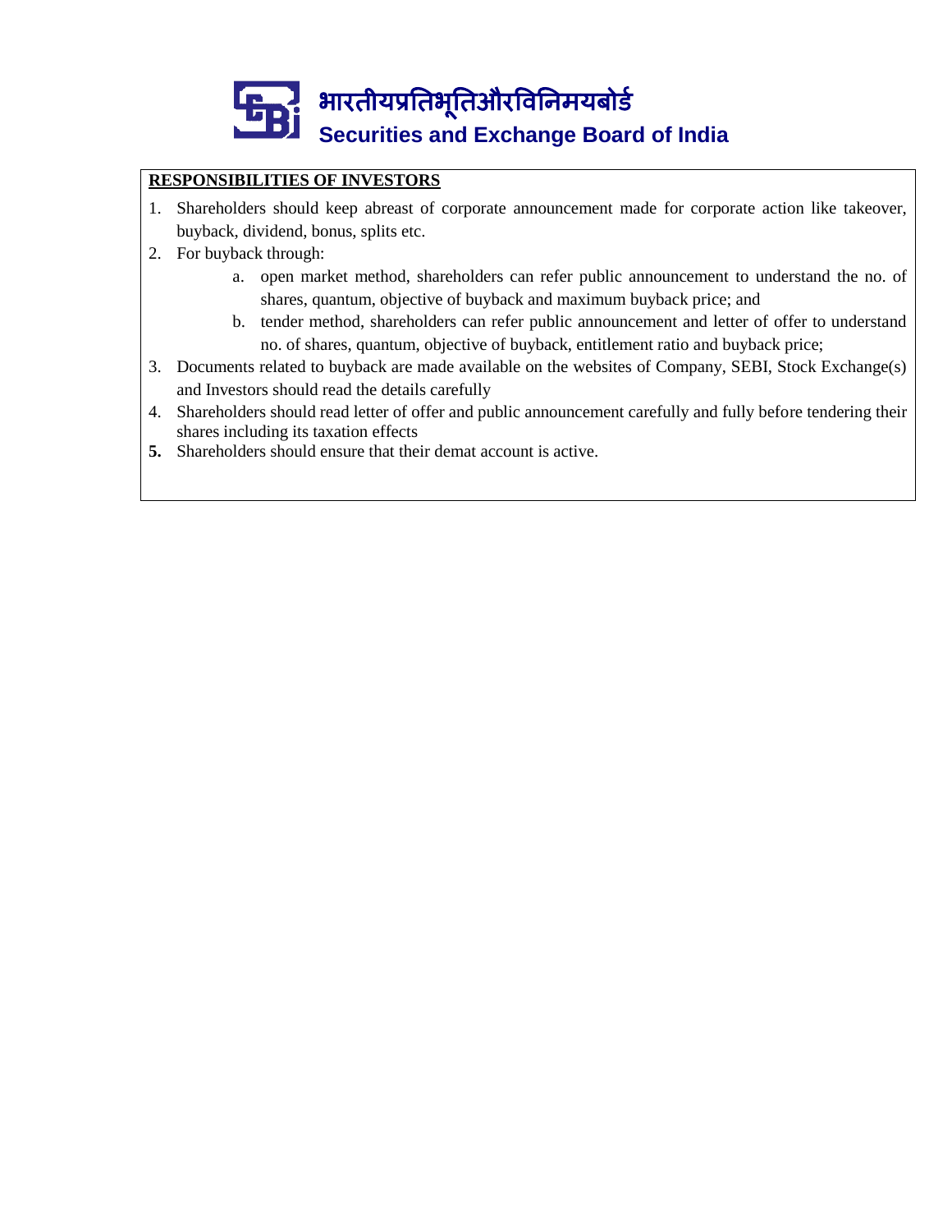**RESPONSIBILITIES OF INVESTORS**

1. Shareholders should keep abreast of corporate announcement made for corporate action like takeover, buyback, dividend, bonus, splits etc.
2. For buyback through:
    a. open market method, shareholders can refer public announcement to understand the no. of shares, quantum, objective of buyback and maximum buyback price; and
    b. tender method, shareholders can refer public announcement and letter of offer to understand no. of shares, quantum, objective of buyback, entitlement ratio and buyback price;
3. Documents related to buyback are made available on the websites of Company, SEBI, Stock Exchange(s) and Investors should read the details carefully
4. Shareholders should read letter of offer and public announcement carefully and fully before tendering their shares including its taxation effects
5. Shareholders should ensure that their demat account is active.